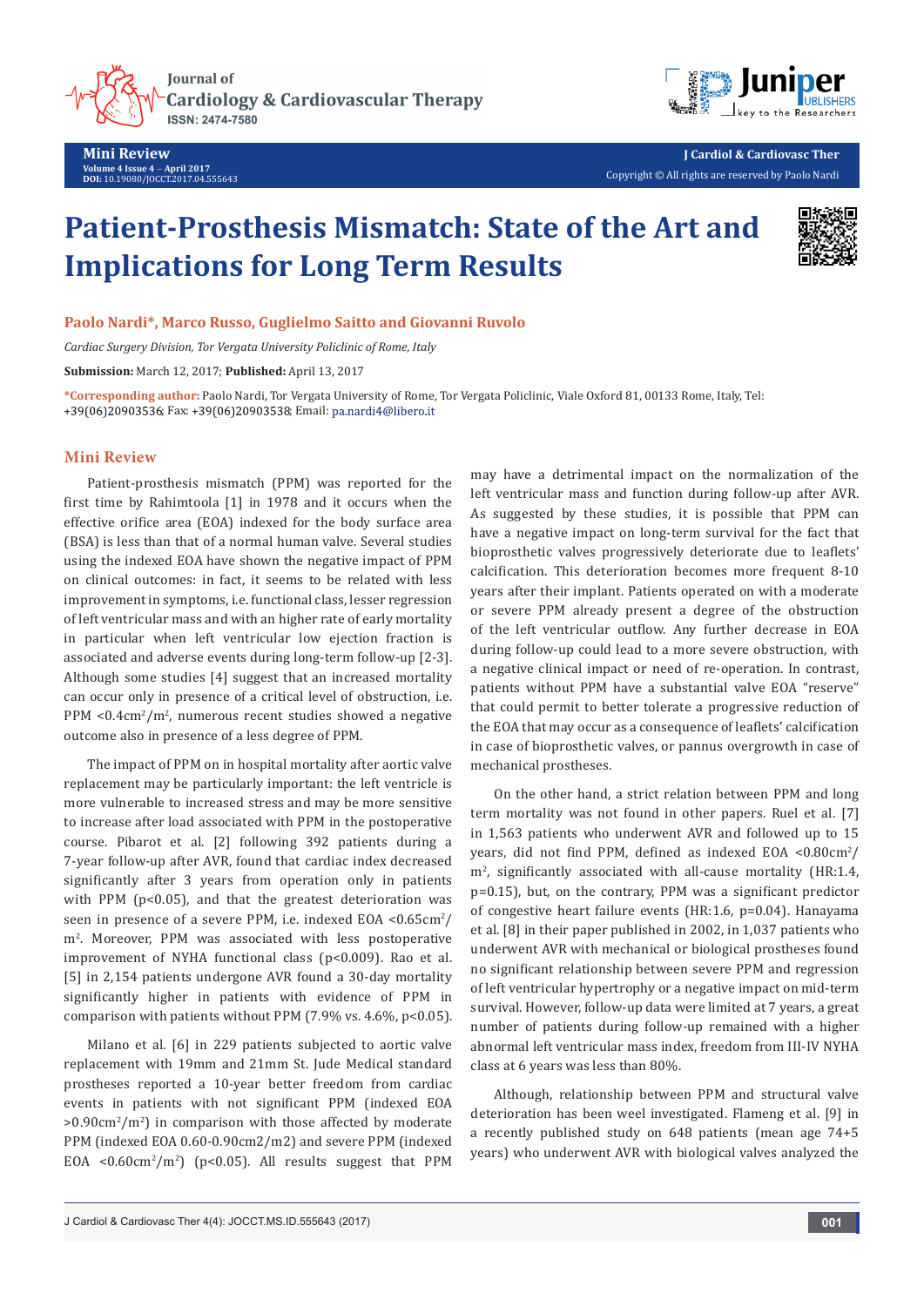# Patient-Prosthesis Mismatch: State of the Art and Implications for Long Term Results

**Paolo Nardi\*, Marco Russo, Guglielmo Saitto and Giovanni Ruvolo**

*Cardiac Surgery Division, Tor Vergata University Policlinic of Rome, Italy*

**Submission:** March 12, 2017; **Published:** April 13, 2017

**\*Corresponding author:** Paolo Nardi, Tor Vergata University of Rome, Tor Vergata Policlinic, Viale Oxford 81, 00133 Rome, Italy, Tel: +39(06)20903536; Fax: +39(06)20903538; Email: pa.nardi4@libero.it

## Mini Review

Patient-prosthesis mismatch (PPM) was reported for the first time by Rahimtoola [1] in 1978 and it occurs when the effective orifice area (EOA) indexed for the body surface area (BSA) is less than that of a normal human valve. Several studies using the indexed EOA have shown the negative impact of PPM on clinical outcomes: in fact, it seems to be related with less improvement in symptoms, i.e. functional class, lesser regression of left ventricular mass and with an higher rate of early mortality in particular when left ventricular low ejection fraction is associated and adverse events during long-term follow-up [2-3]. Although some studies [4] suggest that an increased mortality can occur only in presence of a critical level of obstruction, i.e. PPM <0.4cm$^2$/m$^2$, numerous recent studies showed a negative outcome also in presence of a less degree of PPM.

The impact of PPM on in hospital mortality after aortic valve replacement may be particularly important: the left ventricle is more vulnerable to increased stress and may be more sensitive to increase after load associated with PPM in the postoperative course. Pibarot et al. [2] following 392 patients during a 7-year follow-up after AVR, found that cardiac index decreased significantly after 3 years from operation only in patients with PPM (p<0.05), and that the greatest deterioration was seen in presence of a severe PPM, i.e. indexed EOA <0.65cm$^2$/m$^2$. Moreover, PPM was associated with less postoperative improvement of NYHA functional class (p<0.009). Rao et al. [5] in 2,154 patients undergone AVR found a 30-day mortality significantly higher in patients with evidence of PPM in comparison with patients without PPM (7.9% vs. 4.6%, p<0.05).

Milano et al. [6] in 229 patients subjected to aortic valve replacement with 19mm and 21mm St. Jude Medical standard prostheses reported a 10-year better freedom from cardiac events in patients with not significant PPM (indexed EOA >0.90cm$^2$/m$^2$) in comparison with those affected by moderate PPM (indexed EOA 0.60-0.90cm2/m2) and severe PPM (indexed EOA <0.60cm$^2$/m$^2$) (p<0.05). All results suggest that PPM may have a detrimental impact on the normalization of the left ventricular mass and function during follow-up after AVR. As suggested by these studies, it is possible that PPM can have a negative impact on long-term survival for the fact that bioprosthetic valves progressively deteriorate due to leaflets' calcification. This deterioration becomes more frequent 8-10 years after their implant. Patients operated on with a moderate or severe PPM already present a degree of the obstruction of the left ventricular outflow. Any further decrease in EOA during follow-up could lead to a more severe obstruction, with a negative clinical impact or need of re-operation. In contrast, patients without PPM have a substantial valve EOA "reserve" that could permit to better tolerate a progressive reduction of the EOA that may occur as a consequence of leaflets' calcification in case of bioprosthetic valves, or pannus overgrowth in case of mechanical prostheses.

On the other hand, a strict relation between PPM and long term mortality was not found in other papers. Ruel et al. [7] in 1,563 patients who underwent AVR and followed up to 15 years, did not find PPM, defined as indexed EOA <0.80cm$^2$/m$^2$, significantly associated with all-cause mortality (HR:1.4, p=0.15), but, on the contrary, PPM was a significant predictor of congestive heart failure events (HR:1.6, p=0.04). Hanayama et al. [8] in their paper published in 2002, in 1,037 patients who underwent AVR with mechanical or biological prostheses found no significant relationship between severe PPM and regression of left ventricular hypertrophy or a negative impact on mid-term survival. However, follow-up data were limited at 7 years, a great number of patients during follow-up remained with a higher abnormal left ventricular mass index, freedom from III-IV NYHA class at 6 years was less than 80%.

Although, relationship between PPM and structural valve deterioration has been weel investigated. Flameng et al. [9] in a recently published study on 648 patients (mean age 74+5 years) who underwent AVR with biological valves analyzed the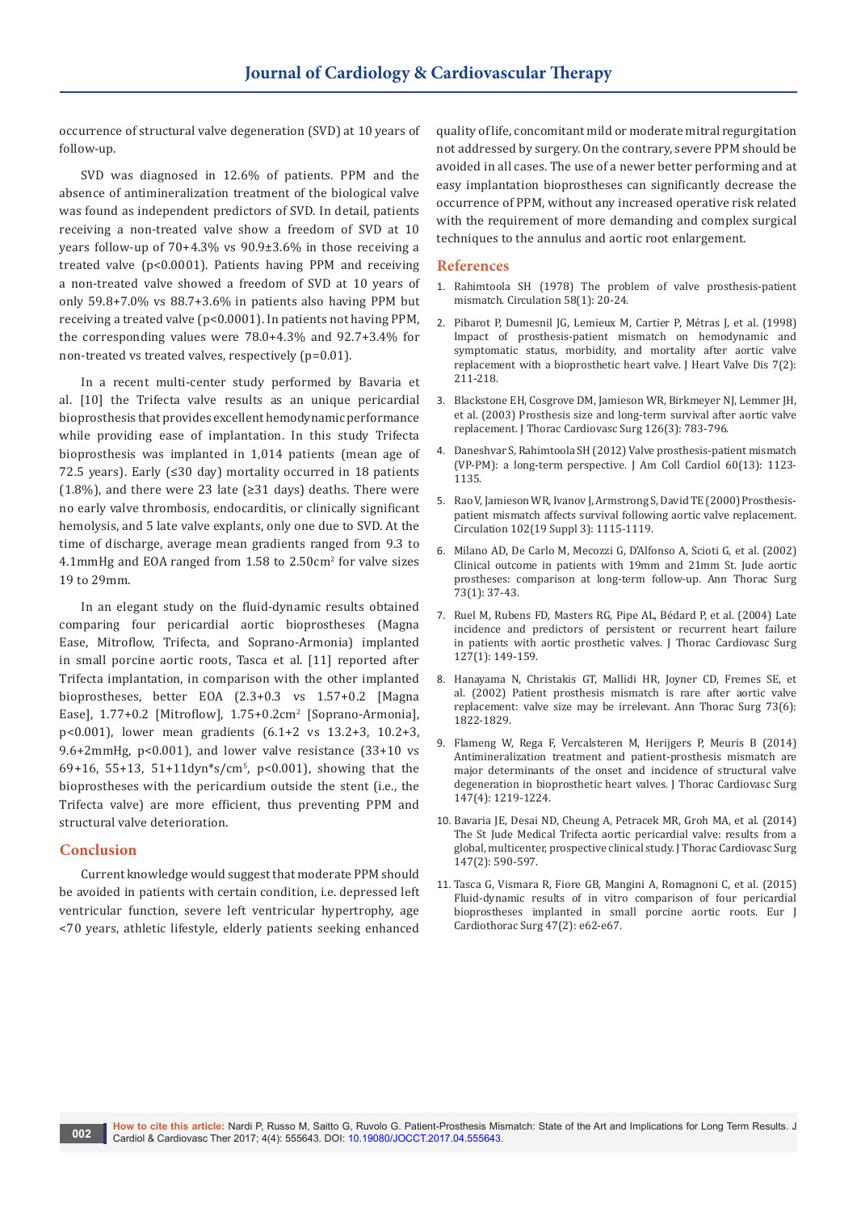occurrence of structural valve degeneration (SVD) at 10 years of follow-up.

SVD was diagnosed in 12.6% of patients. PPM and the absence of antimineralization treatment of the biological valve was found as independent predictors of SVD. In detail, patients receiving a non-treated valve show a freedom of SVD at 10 years follow-up of 70+4.3% vs 90.9±3.6% in those receiving a treated valve (p<0.0001). Patients having PPM and receiving a non-treated valve showed a freedom of SVD at 10 years of only 59.8+7.0% vs 88.7+3.6% in patients also having PPM but receiving a treated valve (p<0.0001). In patients not having PPM, the corresponding values were 78.0+4.3% and 92.7+3.4% for non-treated vs treated valves, respectively (p=0.01).

In a recent multi-center study performed by Bavaria et al. [10] the Trifecta valve results as an unique pericardial bioprosthesis that provides excellent hemodynamic performance while providing ease of implantation. In this study Trifecta bioprosthesis was implanted in 1,014 patients (mean age of 72.5 years). Early (≤30 day) mortality occurred in 18 patients (1.8%), and there were 23 late (≥31 days) deaths. There were no early valve thrombosis, endocarditis, or clinically significant hemolysis, and 5 late valve explants, only one due to SVD. At the time of discharge, average mean gradients ranged from 9.3 to 4.1mmHg and EOA ranged from 1.58 to 2.50cm$^2$ for valve sizes 19 to 29mm.

In an elegant study on the fluid-dynamic results obtained comparing four pericardial aortic bioprostheses (Magna Ease, Mitroflow, Trifecta, and Soprano-Armonia) implanted in small porcine aortic roots, Tasca et al. [11] reported after Trifecta implantation, in comparison with the other implanted bioprostheses, better EOA (2.3+0.3 vs 1.57+0.2 [Magna Ease], 1.77+0.2 [Mitroflow], 1.75+0.2cm$^2$ [Soprano-Armonia], p<0.001), lower mean gradients (6.1+2 vs 13.2+3, 10.2+3, 9.6+2mmHg, p<0.001), and lower valve resistance (33+10 vs 69+16, 55+13, 51+11dyn*s/cm$^5$, p<0.001), showing that the bioprostheses with the pericardium outside the stent (i.e., the Trifecta valve) are more efficient, thus preventing PPM and structural valve deterioration.

## Conclusion

Current knowledge would suggest that moderate PPM should be avoided in patients with certain condition, i.e. depressed left ventricular function, severe left ventricular hypertrophy, age <70 years, athletic lifestyle, elderly patients seeking enhanced quality of life, concomitant mild or moderate mitral regurgitation not addressed by surgery. On the contrary, severe PPM should be avoided in all cases. The use of a newer better performing and at easy implantation bioprostheses can significantly decrease the occurrence of PPM, without any increased operative risk related with the requirement of more demanding and complex surgical techniques to the annulus and aortic root enlargement.

## References

1. Rahimtoola SH (1978) The problem of valve prosthesis-patient mismatch. Circulation 58(1): 20-24.
2. Pibarot P, Dumesnil JG, Lemieux M, Cartier P, Métras J, et al. (1998) Impact of prosthesis-patient mismatch on hemodynamic and symptomatic status, morbidity, and mortality after aortic valve replacement with a bioprosthetic heart valve. J Heart Valve Dis 7(2): 211-218.
3. Blackstone EH, Cosgrove DM, Jamieson WR, Birkmeyer NJ, Lemmer JH, et al. (2003) Prosthesis size and long-term survival after aortic valve replacement. J Thorac Cardiovasc Surg 126(3): 783-796.
4. Daneshvar S, Rahimtoola SH (2012) Valve prosthesis-patient mismatch (VP-PM): a long-term perspective. J Am Coll Cardiol 60(13): 1123-1135.
5. Rao V, Jamieson WR, Ivanov J, Armstrong S, David TE (2000) Prosthesis-patient mismatch affects survival following aortic valve replacement. Circulation 102(19 Suppl 3): 1115-1119.
6. Milano AD, De Carlo M, Mecozzi G, D'Alfonso A, Scioti G, et al. (2002) Clinical outcome in patients with 19mm and 21mm St. Jude aortic prostheses: comparison at long-term follow-up. Ann Thorac Surg 73(1): 37-43.
7. Ruel M, Rubens FD, Masters RG, Pipe AL, Bédard P, et al. (2004) Late incidence and predictors of persistent or recurrent heart failure in patients with aortic prosthetic valves. J Thorac Cardiovasc Surg 127(1): 149-159.
8. Hanayama N, Christakis GT, Mallidi HR, Joyner CD, Fremes SE, et al. (2002) Patient prosthesis mismatch is rare after aortic valve replacement: valve size may be irrelevant. Ann Thorac Surg 73(6): 1822-1829.
9. Flameng W, Rega F, Vercalsteren M, Herijgers P, Meuris B (2014) Antimineralization treatment and patient-prosthesis mismatch are major determinants of the onset and incidence of structural valve degeneration in bioprosthetic heart valves. J Thorac Cardiovasc Surg 147(4): 1219-1224.
10. Bavaria JE, Desai ND, Cheung A, Petracek MR, Groh MA, et al. (2014) The St Jude Medical Trifecta aortic pericardial valve: results from a global, multicenter, prospective clinical study. J Thorac Cardiovasc Surg 147(2): 590-597.
11. Tasca G, Vismara R, Fiore GB, Mangini A, Romagnoni C, et al. (2015) Fluid-dynamic results of in vitro comparison of four pericardial bioprostheses implanted in small porcine aortic roots. Eur J Cardiothorac Surg 47(2): e62-e67.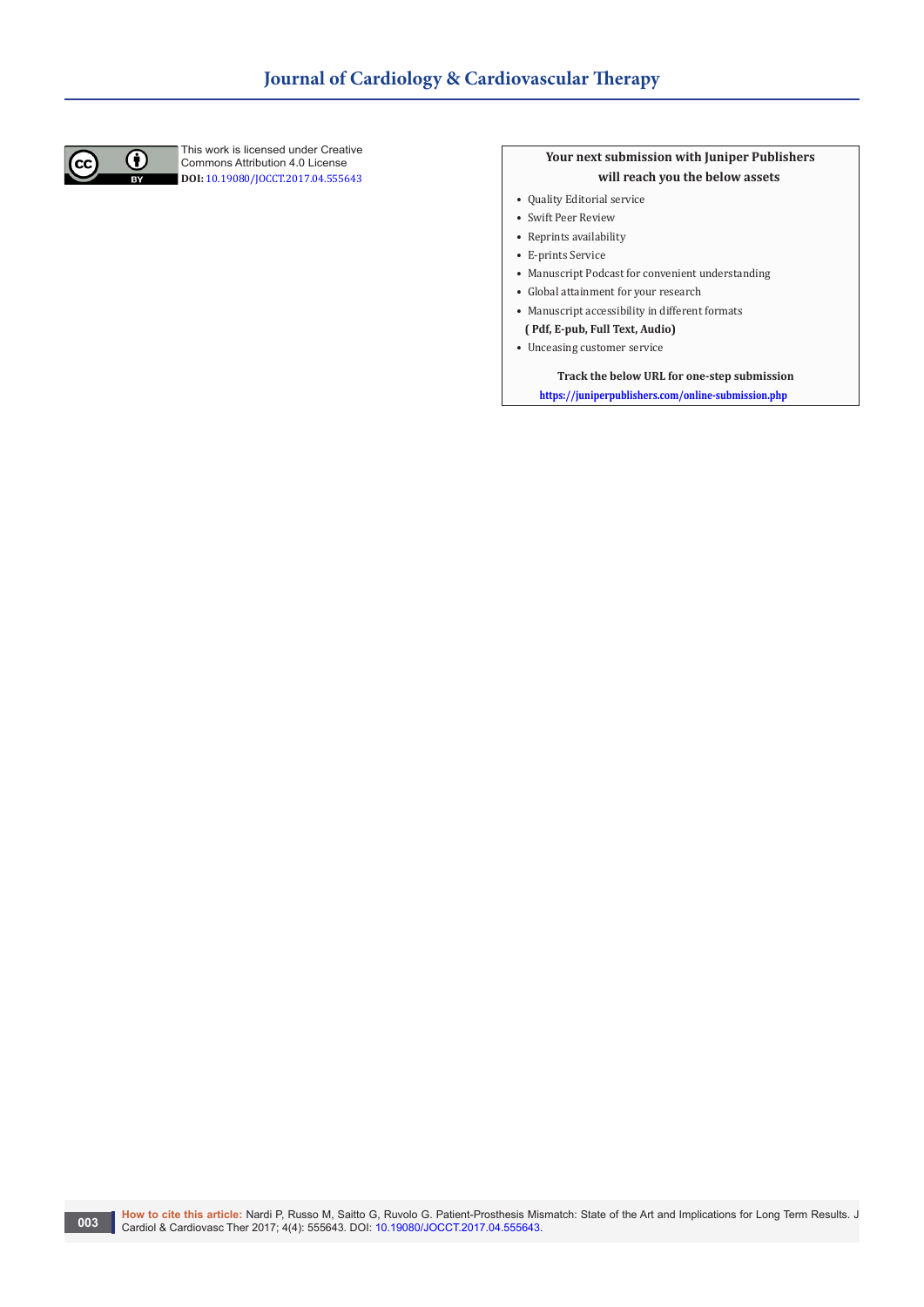This work is licensed under Creative Commons Attribution 4.0 License

**DOI:** 10.19080/JOCCT.2017.04.555643

**Your next submission with Juniper Publishers will reach you the below assets**

- Quality Editorial service
- Swift Peer Review
- Reprints availability
- E-prints Service
- Manuscript Podcast for convenient understanding
- Global attainment for your research
- Manuscript accessibility in different formats

**( Pdf, E-pub, Full Text, Audio)**

- Unceasing customer service

**Track the below URL for one-step submission**

**https://juniperpublishers.com/online-submission.php**

**How to cite this article:** Nardi P, Russo M, Saitto G, Ruvolo G. Patient-Prosthesis Mismatch: State of the Art and Implications for Long Term Results. J Cardiol & Cardiovasc Ther 2017; 4(4): 555643. DOI: 10.19080/JOCCT.2017.04.555643.